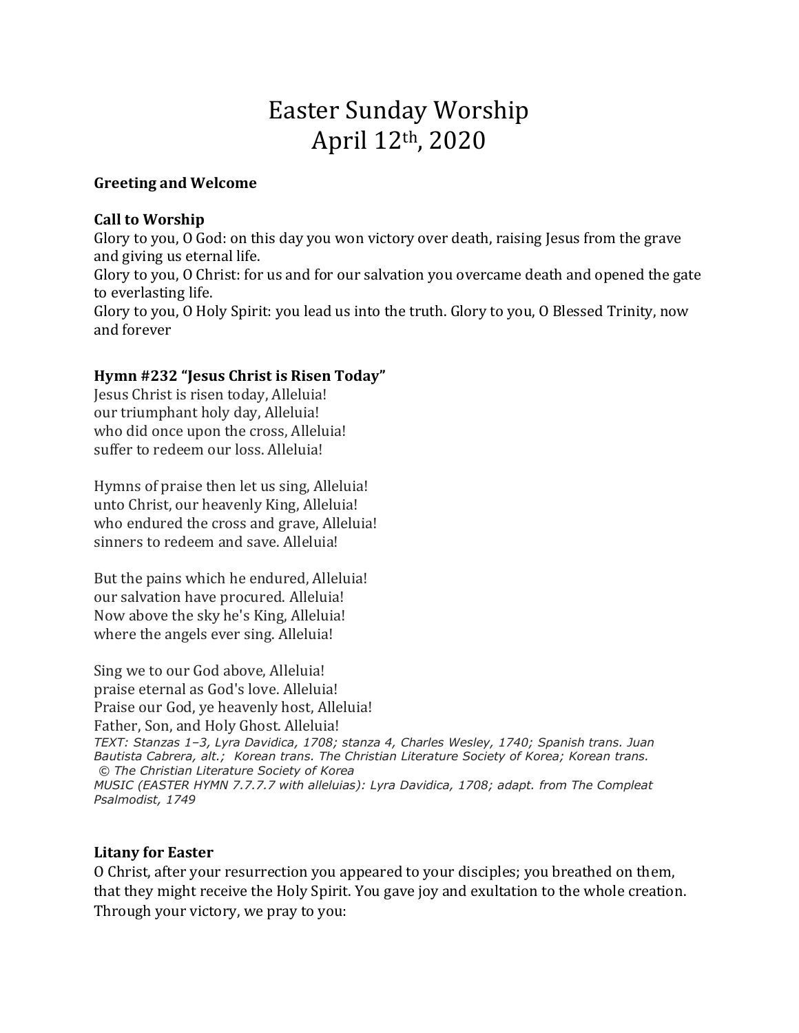# Easter Sunday Worship
# April 12th, 2020

**Greeting and Welcome**

**Call to Worship**

Glory to you, O God: on this day you won victory over death, raising Jesus from the grave and giving us eternal life.
Glory to you, O Christ: for us and for our salvation you overcame death and opened the gate to everlasting life.
Glory to you, O Holy Spirit: you lead us into the truth. Glory to you, O Blessed Trinity, now and forever

**Hymn #232 "Jesus Christ is Risen Today"**

Jesus Christ is risen today, Alleluia!
our triumphant holy day, Alleluia!
who did once upon the cross, Alleluia!
suffer to redeem our loss. Alleluia!

Hymns of praise then let us sing, Alleluia!
unto Christ, our heavenly King, Alleluia!
who endured the cross and grave, Alleluia!
sinners to redeem and save. Alleluia!

But the pains which he endured, Alleluia!
our salvation have procured. Alleluia!
Now above the sky he's King, Alleluia!
where the angels ever sing. Alleluia!

Sing we to our God above, Alleluia!
praise eternal as God's love. Alleluia!
Praise our God, ye heavenly host, Alleluia!
Father, Son, and Holy Ghost. Alleluia!

*TEXT: Stanzas 1–3, Lyra Davidica, 1708; stanza 4, Charles Wesley, 1740; Spanish trans. Juan Bautista Cabrera, alt.; Korean trans. The Christian Literature Society of Korea; Korean trans. © The Christian Literature Society of Korea*
*MUSIC (EASTER HYMN 7.7.7.7 with alleluias): Lyra Davidica, 1708; adapt. from The Compleat Psalmodist, 1749*

**Litany for Easter**

O Christ, after your resurrection you appeared to your disciples; you breathed on them, that they might receive the Holy Spirit. You gave joy and exultation to the whole creation. Through your victory, we pray to you: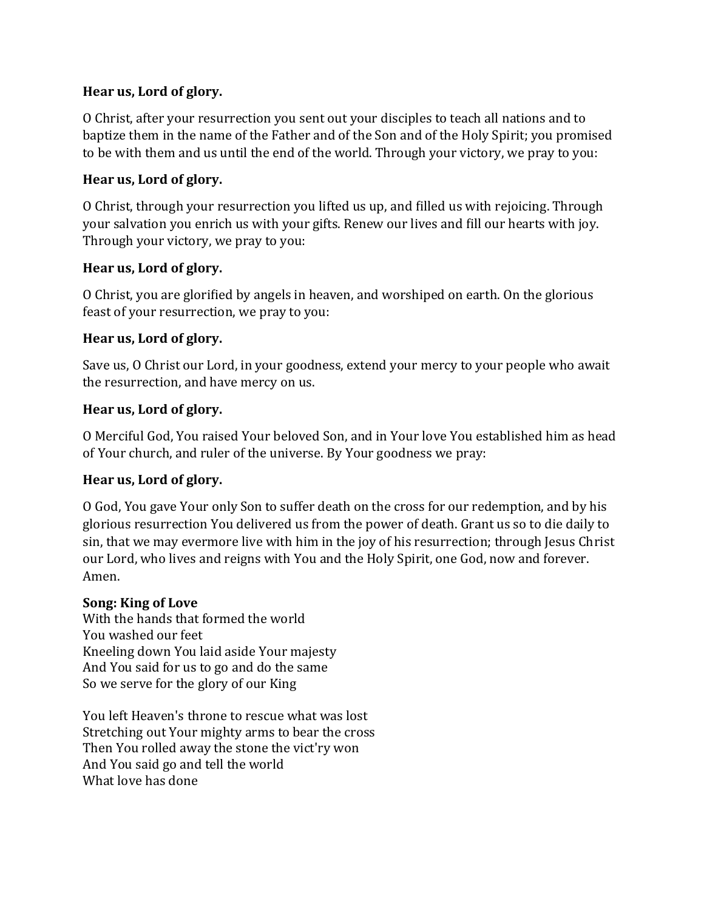**Hear us, Lord of glory.**

O Christ, after your resurrection you sent out your disciples to teach all nations and to baptize them in the name of the Father and of the Son and of the Holy Spirit; you promised to be with them and us until the end of the world. Through your victory, we pray to you:

**Hear us, Lord of glory.**

O Christ, through your resurrection you lifted us up, and filled us with rejoicing. Through your salvation you enrich us with your gifts. Renew our lives and fill our hearts with joy. Through your victory, we pray to you:

**Hear us, Lord of glory.**

O Christ, you are glorified by angels in heaven, and worshiped on earth. On the glorious feast of your resurrection, we pray to you:

**Hear us, Lord of glory.**

Save us, O Christ our Lord, in your goodness, extend your mercy to your people who await the resurrection, and have mercy on us.

**Hear us, Lord of glory.**

O Merciful God, You raised Your beloved Son, and in Your love You established him as head of Your church, and ruler of the universe. By Your goodness we pray:

**Hear us, Lord of glory.**

O God, You gave Your only Son to suffer death on the cross for our redemption, and by his glorious resurrection You delivered us from the power of death. Grant us so to die daily to sin, that we may evermore live with him in the joy of his resurrection; through Jesus Christ our Lord, who lives and reigns with You and the Holy Spirit, one God, now and forever. Amen.

**Song: King of Love**
With the hands that formed the world
You washed our feet
Kneeling down You laid aside Your majesty
And You said for us to go and do the same
So we serve for the glory of our King

You left Heaven's throne to rescue what was lost
Stretching out Your mighty arms to bear the cross
Then You rolled away the stone the vict'ry won
And You said go and tell the world
What love has done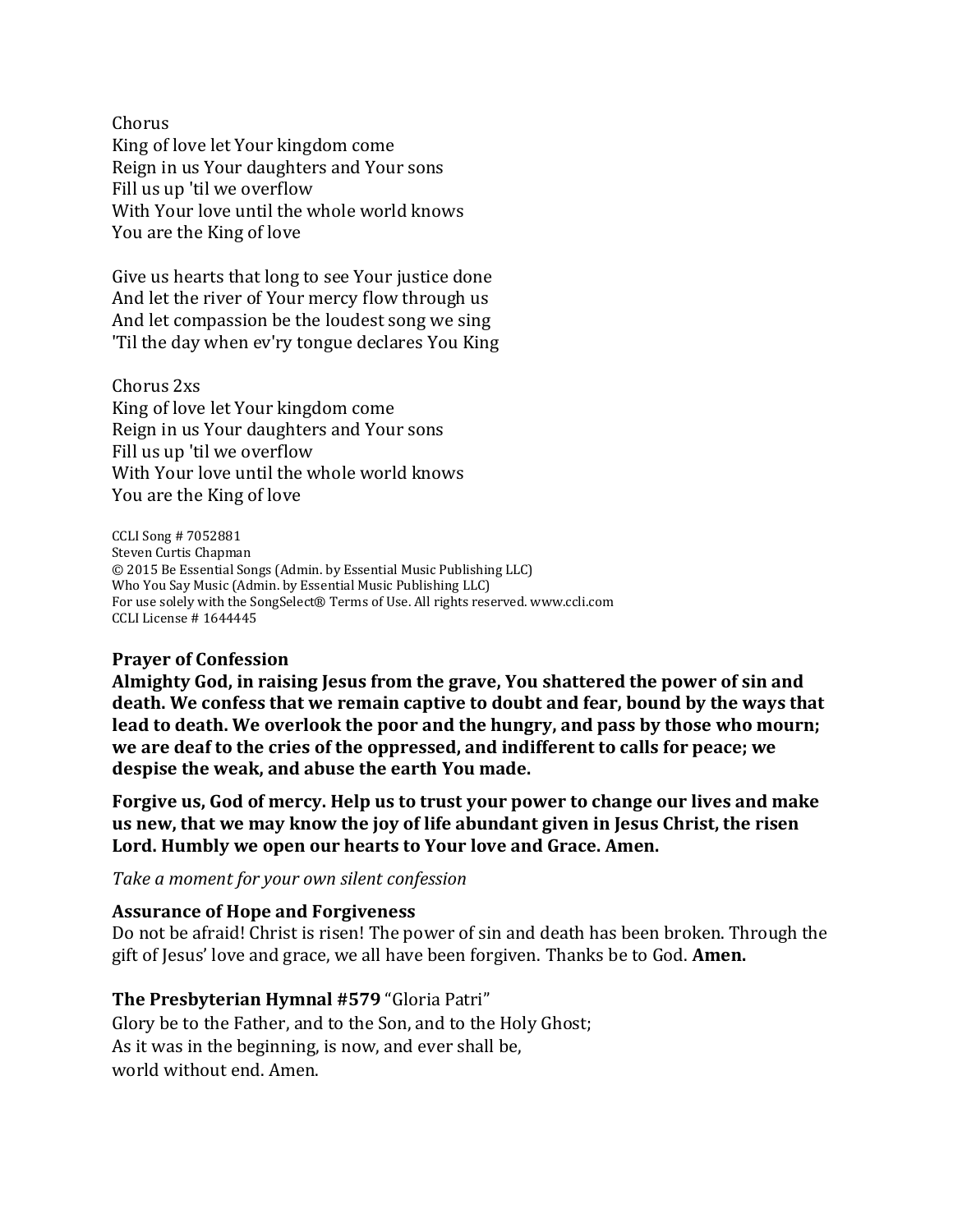Chorus
King of love let Your kingdom come
Reign in us Your daughters and Your sons
Fill us up 'til we overflow
With Your love until the whole world knows
You are the King of love

Give us hearts that long to see Your justice done
And let the river of Your mercy flow through us
And let compassion be the loudest song we sing
'Til the day when ev'ry tongue declares You King

Chorus 2xs
King of love let Your kingdom come
Reign in us Your daughters and Your sons
Fill us up 'til we overflow
With Your love until the whole world knows
You are the King of love

CCLI Song # 7052881
Steven Curtis Chapman
© 2015 Be Essential Songs (Admin. by Essential Music Publishing LLC)
Who You Say Music (Admin. by Essential Music Publishing LLC)
For use solely with the SongSelect® Terms of Use. All rights reserved. www.ccli.com
CCLI License # 1644445

**Prayer of Confession**
**Almighty God, in raising Jesus from the grave, You shattered the power of sin and death. We confess that we remain captive to doubt and fear, bound by the ways that lead to death. We overlook the poor and the hungry, and pass by those who mourn; we are deaf to the cries of the oppressed, and indifferent to calls for peace; we despise the weak, and abuse the earth You made.**

**Forgive us, God of mercy. Help us to trust your power to change our lives and make us new, that we may know the joy of life abundant given in Jesus Christ, the risen Lord. Humbly we open our hearts to Your love and Grace. Amen.**

*Take a moment for your own silent confession*

**Assurance of Hope and Forgiveness**
Do not be afraid! Christ is risen! The power of sin and death has been broken. Through the gift of Jesus' love and grace, we all have been forgiven. Thanks be to God. **Amen.**

**The Presbyterian Hymnal #579** "Gloria Patri"
Glory be to the Father, and to the Son, and to the Holy Ghost;
As it was in the beginning, is now, and ever shall be,
world without end. Amen.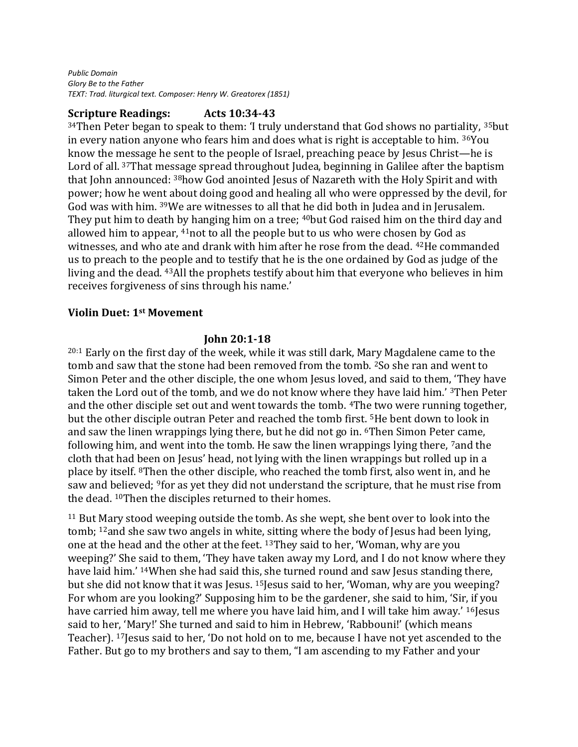*Public Domain*
*Glory Be to the Father*
*TEXT: Trad. liturgical text. Composer: Henry W. Greatorex (1851)*

**Scripture Readings: Acts 10:34-43**

[34]Then Peter began to speak to them: 'I truly understand that God shows no partiality, [35]but in every nation anyone who fears him and does what is right is acceptable to him. [36]You know the message he sent to the people of Israel, preaching peace by Jesus Christ—he is Lord of all. [37]That message spread throughout Judea, beginning in Galilee after the baptism that John announced: [38]how God anointed Jesus of Nazareth with the Holy Spirit and with power; how he went about doing good and healing all who were oppressed by the devil, for God was with him. [39]We are witnesses to all that he did both in Judea and in Jerusalem. They put him to death by hanging him on a tree; [40]but God raised him on the third day and allowed him to appear, [41]not to all the people but to us who were chosen by God as witnesses, and who ate and drank with him after he rose from the dead. [42]He commanded us to preach to the people and to testify that he is the one ordained by God as judge of the living and the dead. [43]All the prophets testify about him that everyone who believes in him receives forgiveness of sins through his name.'

**Violin Duet: 1st Movement**

**John 20:1-18**

[20:1] Early on the first day of the week, while it was still dark, Mary Magdalene came to the tomb and saw that the stone had been removed from the tomb. [2]So she ran and went to Simon Peter and the other disciple, the one whom Jesus loved, and said to them, 'They have taken the Lord out of the tomb, and we do not know where they have laid him.' [3]Then Peter and the other disciple set out and went towards the tomb. [4]The two were running together, but the other disciple outran Peter and reached the tomb first. [5]He bent down to look in and saw the linen wrappings lying there, but he did not go in. [6]Then Simon Peter came, following him, and went into the tomb. He saw the linen wrappings lying there, [7]and the cloth that had been on Jesus' head, not lying with the linen wrappings but rolled up in a place by itself. [8]Then the other disciple, who reached the tomb first, also went in, and he saw and believed; [9]for as yet they did not understand the scripture, that he must rise from the dead. [10]Then the disciples returned to their homes.

[11] But Mary stood weeping outside the tomb. As she wept, she bent over to look into the tomb; [12]and she saw two angels in white, sitting where the body of Jesus had been lying, one at the head and the other at the feet. [13]They said to her, 'Woman, why are you weeping?' She said to them, 'They have taken away my Lord, and I do not know where they have laid him.' [14]When she had said this, she turned round and saw Jesus standing there, but she did not know that it was Jesus. [15]Jesus said to her, 'Woman, why are you weeping? For whom are you looking?' Supposing him to be the gardener, she said to him, 'Sir, if you have carried him away, tell me where you have laid him, and I will take him away.' [16]Jesus said to her, 'Mary!' She turned and said to him in Hebrew, 'Rabbouni!' (which means Teacher). [17]Jesus said to her, 'Do not hold on to me, because I have not yet ascended to the Father. But go to my brothers and say to them, "I am ascending to my Father and your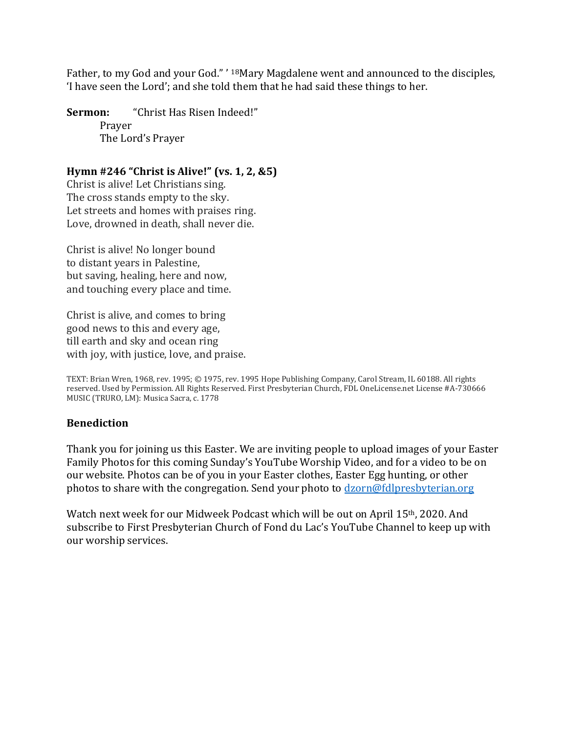Father, to my God and your God." ' [18]Mary Magdalene went and announced to the disciples, 'I have seen the Lord'; and she told them that he had said these things to her.

**Sermon:** "Christ Has Risen Indeed!"
Prayer
The Lord's Prayer

**Hymn #246 "Christ is Alive!" (vs. 1, 2, &5)**

Christ is alive! Let Christians sing.
The cross stands empty to the sky.
Let streets and homes with praises ring.
Love, drowned in death, shall never die.

Christ is alive! No longer bound
to distant years in Palestine,
but saving, healing, here and now,
and touching every place and time.

Christ is alive, and comes to bring
good news to this and every age,
till earth and sky and ocean ring
with joy, with justice, love, and praise.

TEXT: Brian Wren, 1968, rev. 1995; © 1975, rev. 1995 Hope Publishing Company, Carol Stream, IL 60188. All rights reserved. Used by Permission. All Rights Reserved. First Presbyterian Church, FDL OneLicense.net License #A-730666
MUSIC (TRURO, LM): Musica Sacra, c. 1778

**Benediction**

Thank you for joining us this Easter. We are inviting people to upload images of your Easter Family Photos for this coming Sunday's YouTube Worship Video, and for a video to be on our website. Photos can be of you in your Easter clothes, Easter Egg hunting, or other photos to share with the congregation. Send your photo to dzorn@fdlpresbyterian.org

Watch next week for our Midweek Podcast which will be out on April 15th, 2020. And subscribe to First Presbyterian Church of Fond du Lac's YouTube Channel to keep up with our worship services.